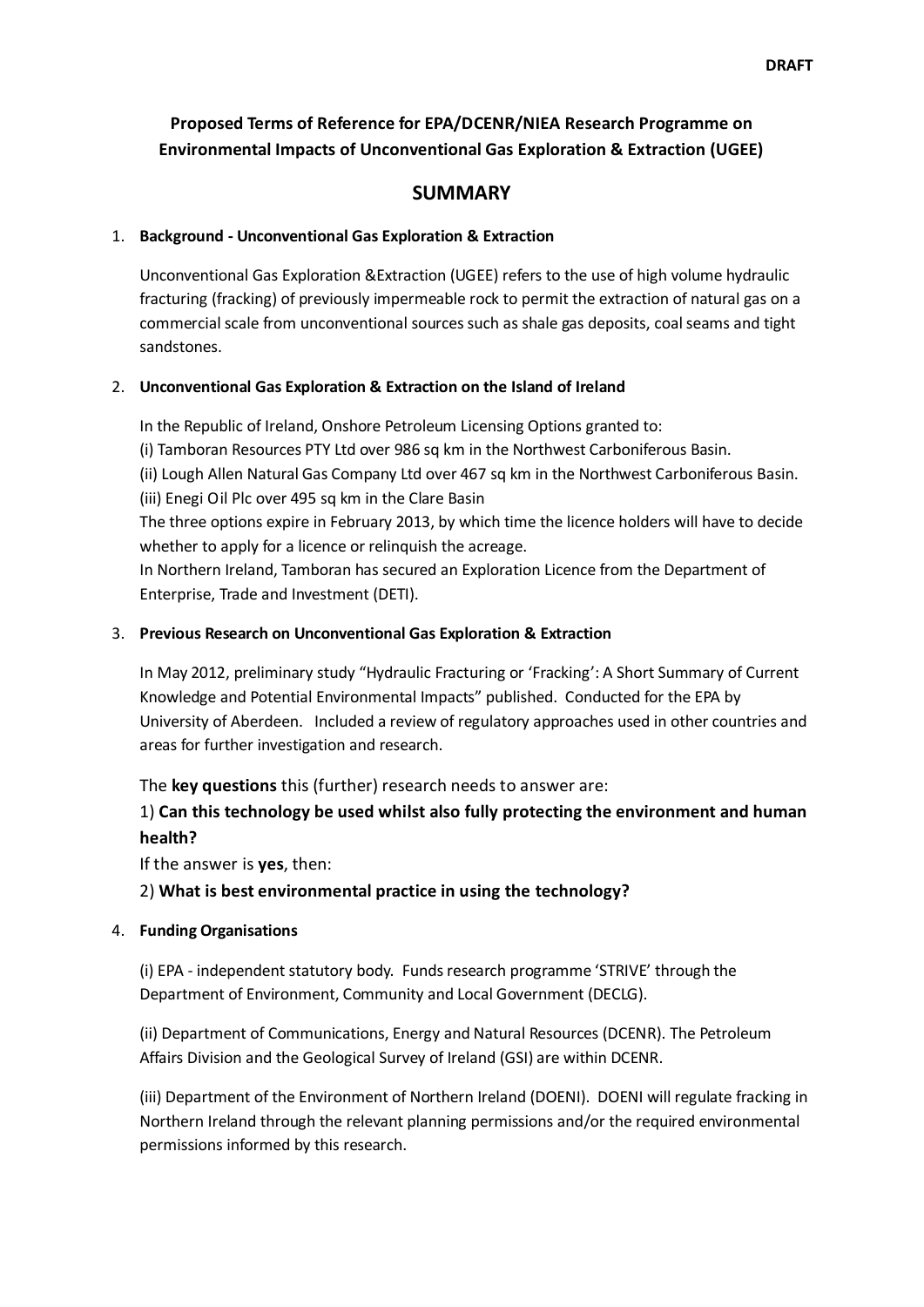DRAFT

# Proposed Terms of Reference for EPA/DCENR/NIEA Research Programme on Environmental Impacts of Unconventional Gas Exploration & Extraction (UGEE)

## SUMMARY

1. **Background - Unconventional Gas Exploration & Extraction**

   Unconventional Gas Exploration &Extraction (UGEE) refers to the use of high volume hydraulic fracturing (fracking) of previously impermeable rock to permit the extraction of natural gas on a commercial scale from unconventional sources such as shale gas deposits, coal seams and tight sandstones.

2. **Unconventional Gas Exploration & Extraction on the Island of Ireland**

   In the Republic of Ireland, Onshore Petroleum Licensing Options granted to:
   (i) Tamboran Resources PTY Ltd over 986 sq km in the Northwest Carboniferous Basin.
   (ii) Lough Allen Natural Gas Company Ltd over 467 sq km in the Northwest Carboniferous Basin.
   (iii) Enegi Oil Plc over 495 sq km in the Clare Basin
   The three options expire in February 2013, by which time the licence holders will have to decide whether to apply for a licence or relinquish the acreage.
   In Northern Ireland, Tamboran has secured an Exploration Licence from the Department of Enterprise, Trade and Investment (DETI).

3. **Previous Research on Unconventional Gas Exploration & Extraction**

   In May 2012, preliminary study "Hydraulic Fracturing or 'Fracking': A Short Summary of Current Knowledge and Potential Environmental Impacts" published. Conducted for the EPA by University of Aberdeen. Included a review of regulatory approaches used in other countries and areas for further investigation and research.

   The **key questions** this (further) research needs to answer are:

   1) **Can this technology be used whilst also fully protecting the environment and human health?**

   If the answer is **yes**, then:

   2) **What is best environmental practice in using the technology?**

4. **Funding Organisations**

   (i) EPA - independent statutory body. Funds research programme 'STRIVE' through the Department of Environment, Community and Local Government (DECLG).

   (ii) Department of Communications, Energy and Natural Resources (DCENR). The Petroleum Affairs Division and the Geological Survey of Ireland (GSI) are within DCENR.

   (iii) Department of the Environment of Northern Ireland (DOENI). DOENI will regulate fracking in Northern Ireland through the relevant planning permissions and/or the required environmental permissions informed by this research.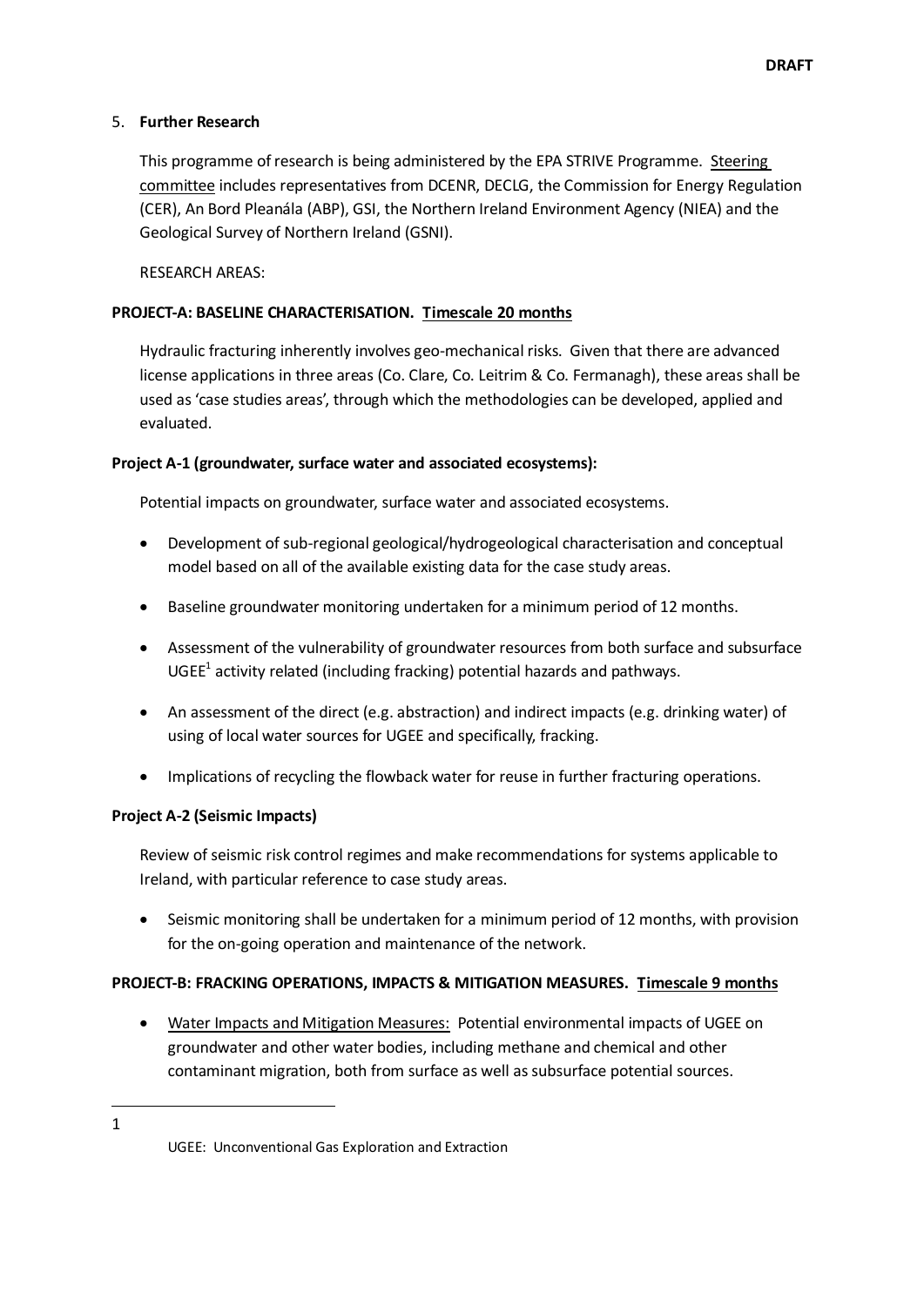5. **Further Research**

This programme of research is being administered by the EPA STRIVE Programme. Steering committee includes representatives from DCENR, DECLG, the Commission for Energy Regulation (CER), An Bord Pleanála (ABP), GSI, the Northern Ireland Environment Agency (NIEA) and the Geological Survey of Northern Ireland (GSNI).

RESEARCH AREAS:

**PROJECT-A: BASELINE CHARACTERISATION. Timescale 20 months**

Hydraulic fracturing inherently involves geo-mechanical risks. Given that there are advanced license applications in three areas (Co. Clare, Co. Leitrim & Co. Fermanagh), these areas shall be used as 'case studies areas', through which the methodologies can be developed, applied and evaluated.

**Project A-1 (groundwater, surface water and associated ecosystems):**

Potential impacts on groundwater, surface water and associated ecosystems.

- Development of sub-regional geological/hydrogeological characterisation and conceptual model based on all of the available existing data for the case study areas.
- Baseline groundwater monitoring undertaken for a minimum period of 12 months.
- Assessment of the vulnerability of groundwater resources from both surface and subsurface UGEE[1] activity related (including fracking) potential hazards and pathways.
- An assessment of the direct (e.g. abstraction) and indirect impacts (e.g. drinking water) of using of local water sources for UGEE and specifically, fracking.
- Implications of recycling the flowback water for reuse in further fracturing operations.

**Project A-2 (Seismic Impacts)**

Review of seismic risk control regimes and make recommendations for systems applicable to Ireland, with particular reference to case study areas.

- Seismic monitoring shall be undertaken for a minimum period of 12 months, with provision for the on-going operation and maintenance of the network.

**PROJECT-B: FRACKING OPERATIONS, IMPACTS & MITIGATION MEASURES. Timescale 9 months**

- Water Impacts and Mitigation Measures: Potential environmental impacts of UGEE on groundwater and other water bodies, including methane and chemical and other contaminant migration, both from surface as well as subsurface potential sources.

---

[1] UGEE: Unconventional Gas Exploration and Extraction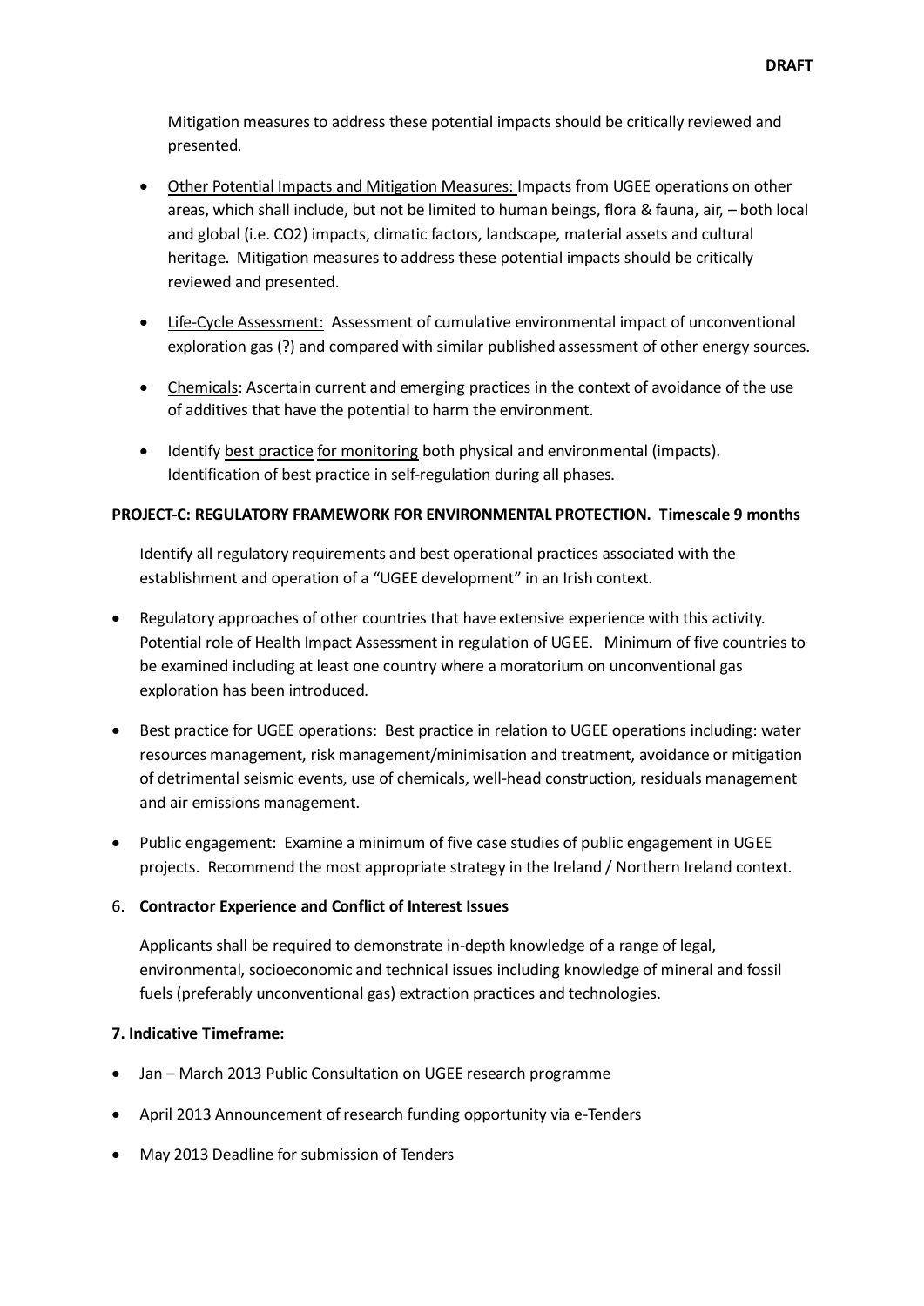Mitigation measures to address these potential impacts should be critically reviewed and presented.

- Other Potential Impacts and Mitigation Measures: Impacts from UGEE operations on other areas, which shall include, but not be limited to human beings, flora & fauna, air, – both local and global (i.e. $CO_2$) impacts, climatic factors, landscape, material assets and cultural heritage. Mitigation measures to address these potential impacts should be critically reviewed and presented.

- Life-Cycle Assessment: Assessment of cumulative environmental impact of unconventional exploration gas (?) and compared with similar published assessment of other energy sources.

- Chemicals: Ascertain current and emerging practices in the context of avoidance of the use of additives that have the potential to harm the environment.

- Identify best practice for monitoring both physical and environmental (impacts). Identification of best practice in self-regulation during all phases.

**PROJECT-C: REGULATORY FRAMEWORK FOR ENVIRONMENTAL PROTECTION. Timescale 9 months**

Identify all regulatory requirements and best operational practices associated with the establishment and operation of a "UGEE development" in an Irish context.

- Regulatory approaches of other countries that have extensive experience with this activity. Potential role of Health Impact Assessment in regulation of UGEE. Minimum of five countries to be examined including at least one country where a moratorium on unconventional gas exploration has been introduced.

- Best practice for UGEE operations: Best practice in relation to UGEE operations including: water resources management, risk management/minimisation and treatment, avoidance or mitigation of detrimental seismic events, use of chemicals, well-head construction, residuals management and air emissions management.

- Public engagement: Examine a minimum of five case studies of public engagement in UGEE projects. Recommend the most appropriate strategy in the Ireland / Northern Ireland context.

6. **Contractor Experience and Conflict of Interest Issues**

Applicants shall be required to demonstrate in-depth knowledge of a range of legal, environmental, socioeconomic and technical issues including knowledge of mineral and fossil fuels (preferably unconventional gas) extraction practices and technologies.

**7. Indicative Timeframe:**

- Jan – March 2013 Public Consultation on UGEE research programme

- April 2013 Announcement of research funding opportunity via e-Tenders

- May 2013 Deadline for submission of Tenders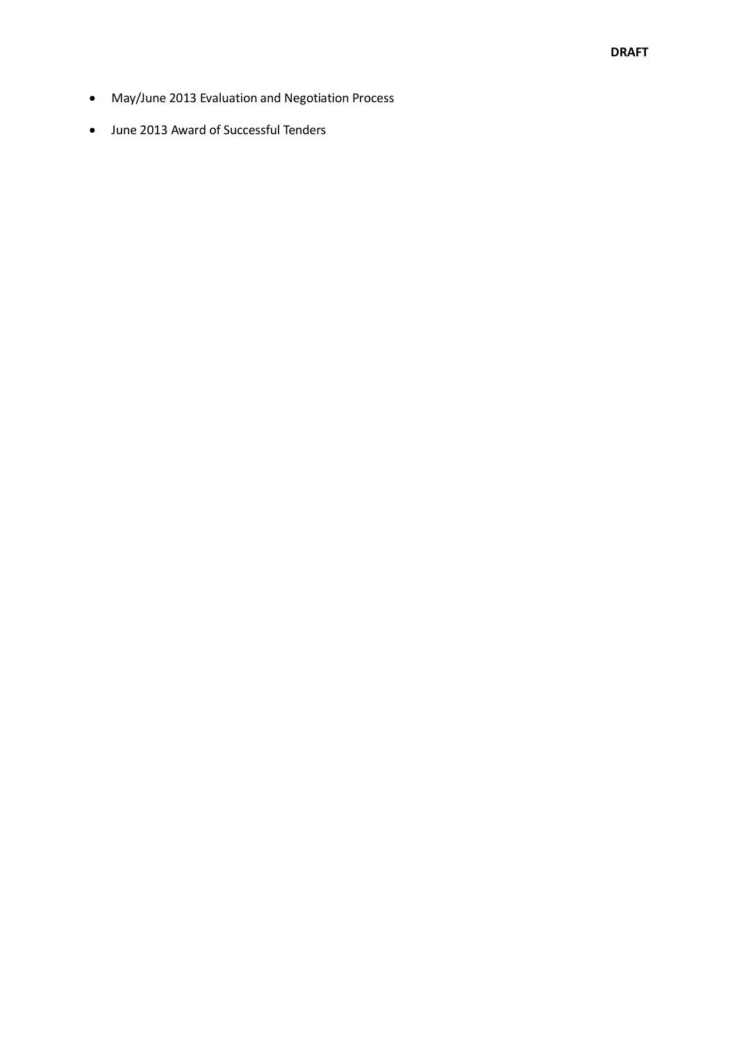- May/June 2013 Evaluation and Negotiation Process
- June 2013 Award of Successful Tenders